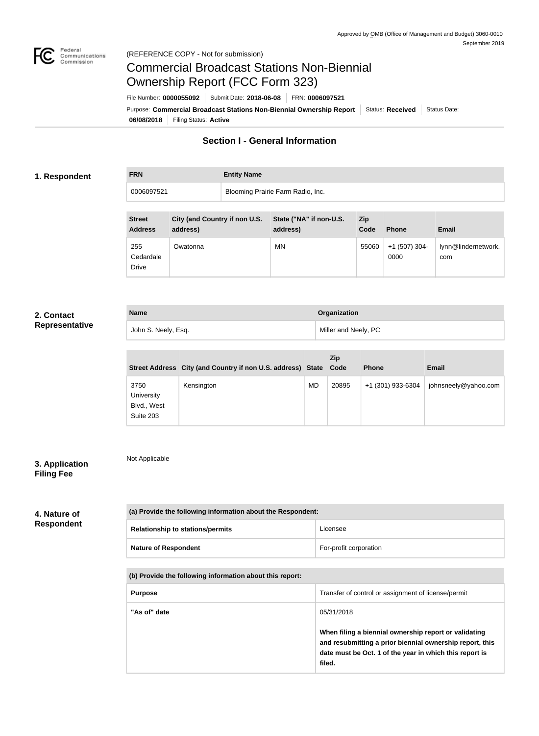Approved by OMB (Office of Management and Budget) 3060-0010
September 2019

(REFERENCE COPY - Not for submission)

# Commercial Broadcast Stations Non-Biennial Ownership Report (FCC Form 323)

File Number: **0000055092** | Submit Date: **2018-06-08** | FRN: **0006097521**

Purpose: **Commercial Broadcast Stations Non-Biennial Ownership Report** | Status: **Received** | Status Date: **06/08/2018** | Filing Status: **Active**

## Section I - General Information

### 1. Respondent

| FRN | Entity Name |
| --- | --- |
| 0006097521 | Blooming Prairie Farm Radio, Inc. |

| Street Address | City (and Country if non U.S. address) | State ("NA" if non-U.S. address) | Zip Code | Phone | Email |
| --- | --- | --- | --- | --- | --- |
| 255 Cedardale Drive | Owatonna | MN | 55060 | +1 (507) 304-0000 | lynn@lindernetwork.com |

### 2. Contact Representative

| Name | Organization |
| --- | --- |
| John S. Neely, Esq. | Miller and Neely, PC |

| Street Address | City (and Country if non U.S. address) | State | Zip Code | Phone | Email |
| --- | --- | --- | --- | --- | --- |
| 3750 University Blvd., West Suite 203 | Kensington | MD | 20895 | +1 (301) 933-6304 | johnsneely@yahoo.com |

### 3. Application Filing Fee

Not Applicable

### 4. Nature of Respondent

| (a) Provide the following information about the Respondent: | |
| --- | --- |
| **Relationship to stations/permits** | Licensee |
| **Nature of Respondent** | For-profit corporation |

| (b) Provide the following information about this report: | |
| --- | --- |
| **Purpose** | Transfer of control or assignment of license/permit |
| **"As of" date** | 05/31/2018<br><br>**When filing a biennial ownership report or validating and resubmitting a prior biennial ownership report, this date must be Oct. 1 of the year in which this report is filed.** |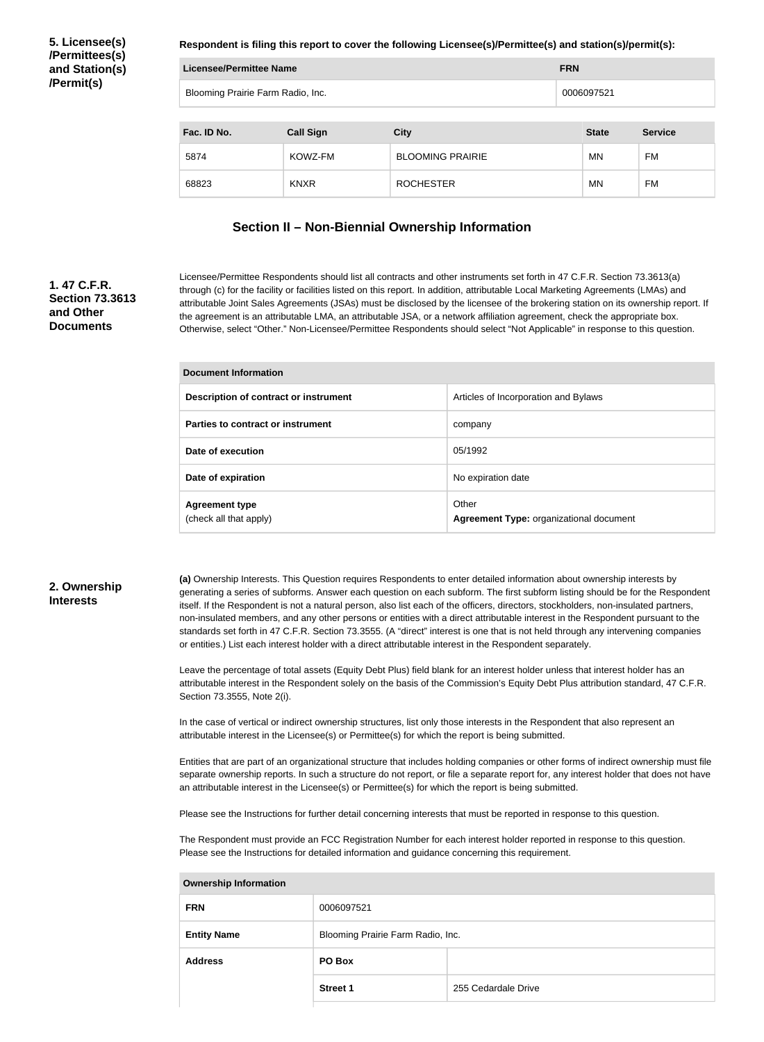**5. Licensee(s) /Permittees(s) and Station(s) /Permit(s)**

**Respondent is filing this report to cover the following Licensee(s)/Permittee(s) and station(s)/permit(s):**

| Licensee/Permittee Name | FRN |
|---|---|
| Blooming Prairie Farm Radio, Inc. | 0006097521 |

| Fac. ID No. | Call Sign | City | State | Service |
|---|---|---|---|---|
| 5874 | KOWZ-FM | BLOOMING PRAIRIE | MN | FM |
| 68823 | KNXR | ROCHESTER | MN | FM |

## Section II – Non-Biennial Ownership Information

**1. 47 C.F.R. Section 73.3613 and Other Documents**

Licensee/Permittee Respondents should list all contracts and other instruments set forth in 47 C.F.R. Section 73.3613(a) through (c) for the facility or facilities listed on this report. In addition, attributable Local Marketing Agreements (LMAs) and attributable Joint Sales Agreements (JSAs) must be disclosed by the licensee of the brokering station on its ownership report. If the agreement is an attributable LMA, an attributable JSA, or a network affiliation agreement, check the appropriate box. Otherwise, select "Other." Non-Licensee/Permittee Respondents should select "Not Applicable" in response to this question.

| Document Information | |
|---|---|
| **Description of contract or instrument** | Articles of Incorporation and Bylaws |
| **Parties to contract or instrument** | company |
| **Date of execution** | 05/1992 |
| **Date of expiration** | No expiration date |
| **Agreement type** (check all that apply) | Other **Agreement Type:** organizational document |

**2. Ownership Interests**

**(a)** Ownership Interests. This Question requires Respondents to enter detailed information about ownership interests by generating a series of subforms. Answer each question on each subform. The first subform listing should be for the Respondent itself. If the Respondent is not a natural person, also list each of the officers, directors, stockholders, non-insulated partners, non-insulated members, and any other persons or entities with a direct attributable interest in the Respondent pursuant to the standards set forth in 47 C.F.R. Section 73.3555. (A "direct" interest is one that is not held through any intervening companies or entities.) List each interest holder with a direct attributable interest in the Respondent separately.

Leave the percentage of total assets (Equity Debt Plus) field blank for an interest holder unless that interest holder has an attributable interest in the Respondent solely on the basis of the Commission's Equity Debt Plus attribution standard, 47 C.F.R. Section 73.3555, Note 2(i).

In the case of vertical or indirect ownership structures, list only those interests in the Respondent that also represent an attributable interest in the Licensee(s) or Permittee(s) for which the report is being submitted.

Entities that are part of an organizational structure that includes holding companies or other forms of indirect ownership must file separate ownership reports. In such a structure do not report, or file a separate report for, any interest holder that does not have an attributable interest in the Licensee(s) or Permittee(s) for which the report is being submitted.

Please see the Instructions for further detail concerning interests that must be reported in response to this question.

The Respondent must provide an FCC Registration Number for each interest holder reported in response to this question. Please see the Instructions for detailed information and guidance concerning this requirement.

| Ownership Information | | |
|---|---|---|
| **FRN** | 0006097521 | |
| **Entity Name** | Blooming Prairie Farm Radio, Inc. | |
| **Address** | **PO Box** | |
| | **Street 1** | 255 Cedardale Drive |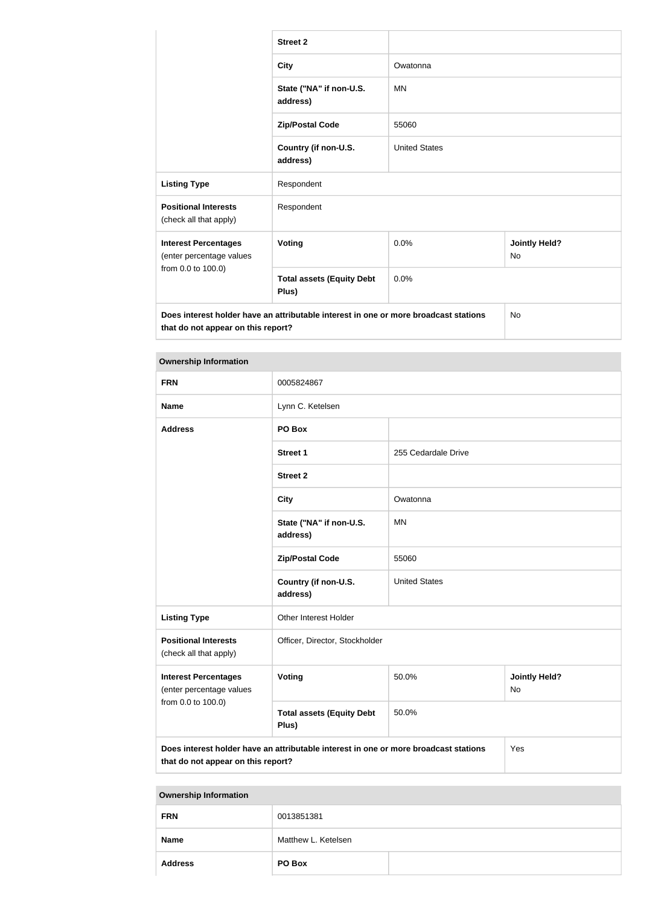| | | | |
|---|---|---|---|
| | **Street 2** | | |
| | **City** | Owatonna | |
| | **State ("NA" if non-U.S. address)** | MN | |
| | **Zip/Postal Code** | 55060 | |
| | **Country (if non-U.S. address)** | United States | |
| **Listing Type** | Respondent | | |
| **Positional Interests** (check all that apply) | Respondent | | |
| **Interest Percentages** (enter percentage values from 0.0 to 100.0) | **Voting** | 0.0% | **Jointly Held?** No |
| | **Total assets (Equity Debt Plus)** | 0.0% | |
| **Does interest holder have an attributable interest in one or more broadcast stations that do not appear on this report?** | | | No |

| **Ownership Information** | | | |
|---|---|---|---|
| **FRN** | 0005824867 | | |
| **Name** | Lynn C. Ketelsen | | |
| **Address** | **PO Box** | | |
| | **Street 1** | 255 Cedardale Drive | |
| | **Street 2** | | |
| | **City** | Owatonna | |
| | **State ("NA" if non-U.S. address)** | MN | |
| | **Zip/Postal Code** | 55060 | |
| | **Country (if non-U.S. address)** | United States | |
| **Listing Type** | Other Interest Holder | | |
| **Positional Interests** (check all that apply) | Officer, Director, Stockholder | | |
| **Interest Percentages** (enter percentage values from 0.0 to 100.0) | **Voting** | 50.0% | **Jointly Held?** No |
| | **Total assets (Equity Debt Plus)** | 50.0% | |
| **Does interest holder have an attributable interest in one or more broadcast stations that do not appear on this report?** | | | Yes |

| **Ownership Information** | | |
|---|---|---|
| **FRN** | 0013851381 | |
| **Name** | Matthew L. Ketelsen | |
| **Address** | **PO Box** | |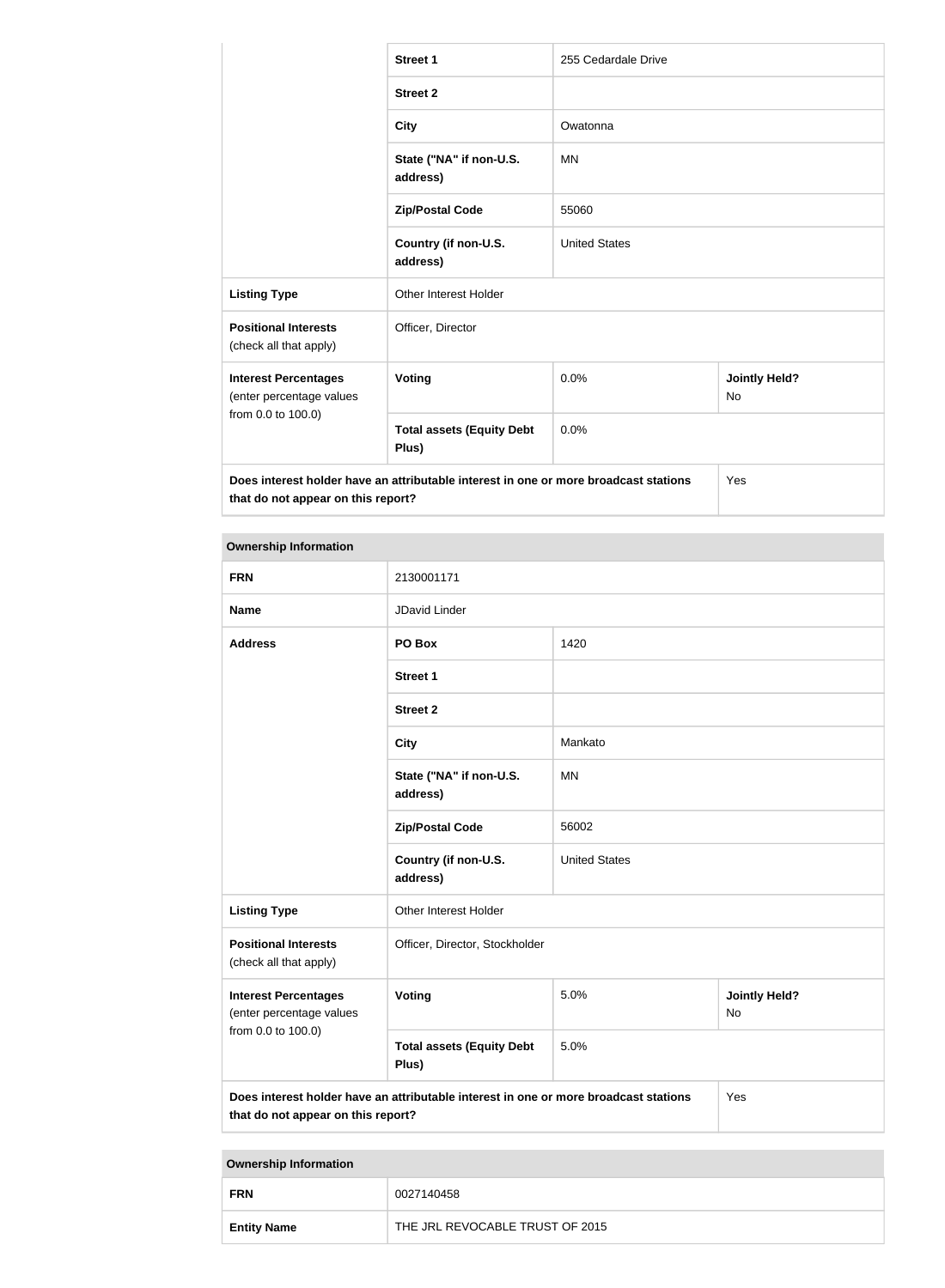| | | | |
|---|---|---|---|
| | **Street 1** | 255 Cedardale Drive | |
| | **Street 2** | | |
| | **City** | Owatonna | |
| | **State ("NA" if non-U.S. address)** | MN | |
| | **Zip/Postal Code** | 55060 | |
| | **Country (if non-U.S. address)** | United States | |
| **Listing Type** | Other Interest Holder | | |
| **Positional Interests** (check all that apply) | Officer, Director | | |
| **Interest Percentages** (enter percentage values from 0.0 to 100.0) | **Voting** | 0.0% | **Jointly Held?** No |
| | **Total assets (Equity Debt Plus)** | 0.0% | |
| **Does interest holder have an attributable interest in one or more broadcast stations that do not appear on this report?** | | | Yes |

| **Ownership Information** | | | |
|---|---|---|---|
| **FRN** | 2130001171 | | |
| **Name** | JDavid Linder | | |
| **Address** | **PO Box** | 1420 | |
| | **Street 1** | | |
| | **Street 2** | | |
| | **City** | Mankato | |
| | **State ("NA" if non-U.S. address)** | MN | |
| | **Zip/Postal Code** | 56002 | |
| | **Country (if non-U.S. address)** | United States | |
| **Listing Type** | Other Interest Holder | | |
| **Positional Interests** (check all that apply) | Officer, Director, Stockholder | | |
| **Interest Percentages** (enter percentage values from 0.0 to 100.0) | **Voting** | 5.0% | **Jointly Held?** No |
| | **Total assets (Equity Debt Plus)** | 5.0% | |
| **Does interest holder have an attributable interest in one or more broadcast stations that do not appear on this report?** | | | Yes |

| **Ownership Information** | |
|---|---|
| **FRN** | 0027140458 |
| **Entity Name** | THE JRL REVOCABLE TRUST OF 2015 |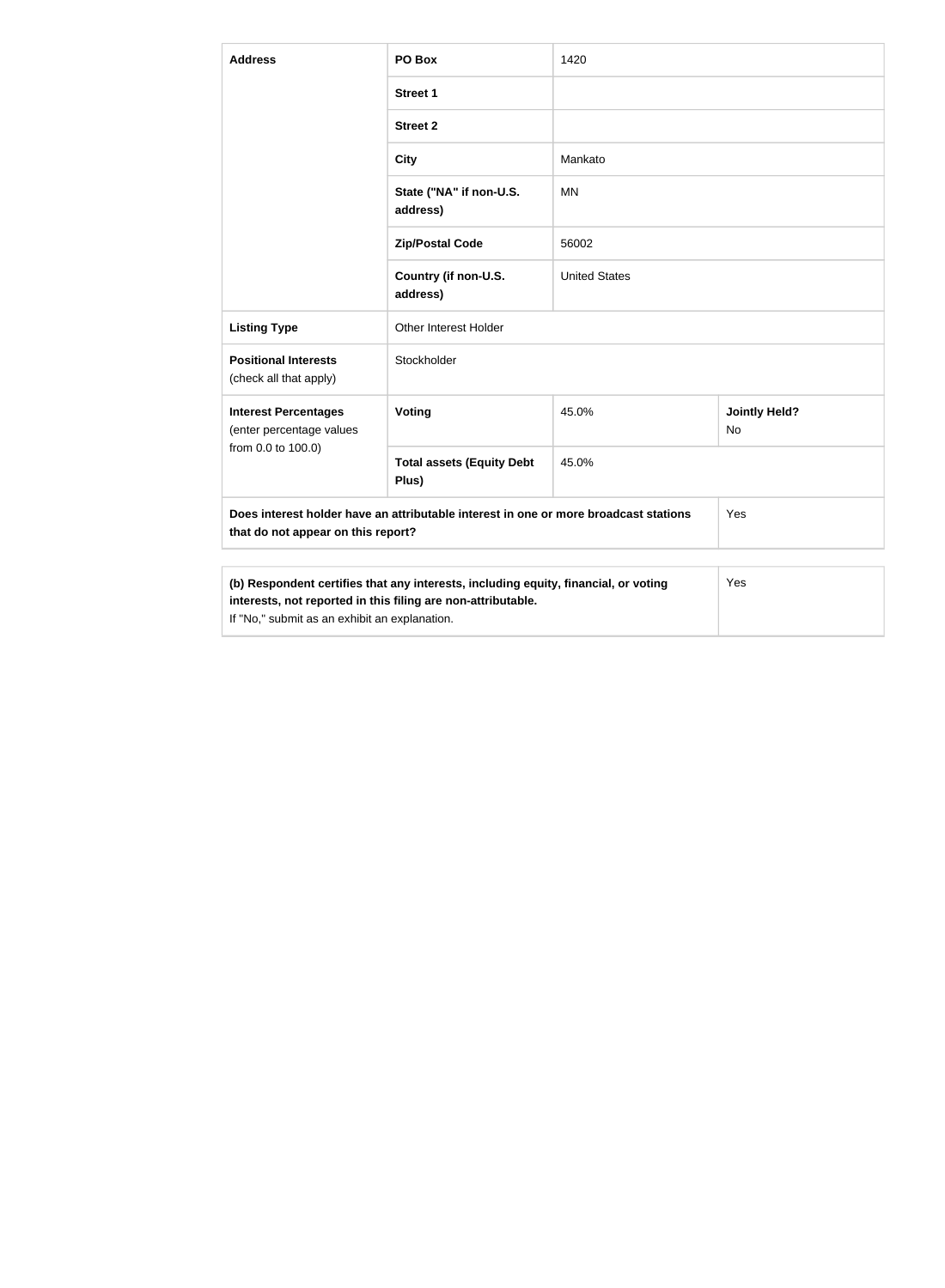| | | | |
|---|---|---|---|
| **Address** | **PO Box** | 1420 | |
| | **Street 1** | | |
| | **Street 2** | | |
| | **City** | Mankato | |
| | **State ("NA" if non-U.S. address)** | MN | |
| | **Zip/Postal Code** | 56002 | |
| | **Country (if non-U.S. address)** | United States | |
| **Listing Type** | Other Interest Holder | | |
| **Positional Interests** (check all that apply) | Stockholder | | |
| **Interest Percentages** (enter percentage values from 0.0 to 100.0) | **Voting** | 45.0% | **Jointly Held?** No |
| | **Total assets (Equity Debt Plus)** | 45.0% | |
| **Does interest holder have an attributable interest in one or more broadcast stations that do not appear on this report?** | | | Yes |

| | |
|---|---|
| **(b) Respondent certifies that any interests, including equity, financial, or voting interests, not reported in this filing are non-attributable.** If "No," submit as an exhibit an explanation. | Yes |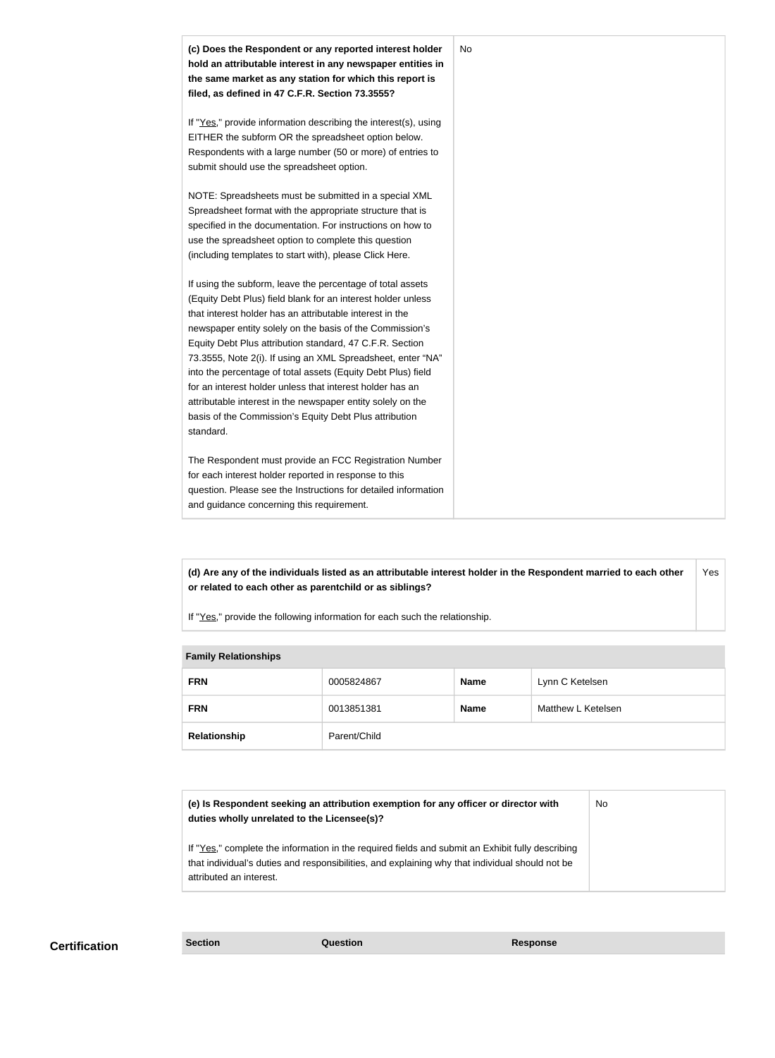| | |
|---|---|
| **(c) Does the Respondent or any reported interest holder hold an attributable interest in any newspaper entities in the same market as any station for which this report is filed, as defined in 47 C.F.R. Section 73.3555?**<br><br>If "Yes," provide information describing the interest(s), using EITHER the subform OR the spreadsheet option below. Respondents with a large number (50 or more) of entries to submit should use the spreadsheet option.<br><br>NOTE: Spreadsheets must be submitted in a special XML Spreadsheet format with the appropriate structure that is specified in the documentation. For instructions on how to use the spreadsheet option to complete this question (including templates to start with), please Click Here.<br><br>If using the subform, leave the percentage of total assets (Equity Debt Plus) field blank for an interest holder unless that interest holder has an attributable interest in the newspaper entity solely on the basis of the Commission's Equity Debt Plus attribution standard, 47 C.F.R. Section 73.3555, Note 2(i). If using an XML Spreadsheet, enter "NA" into the percentage of total assets (Equity Debt Plus) field for an interest holder unless that interest holder has an attributable interest in the newspaper entity solely on the basis of the Commission's Equity Debt Plus attribution standard.<br><br>The Respondent must provide an FCC Registration Number for each interest holder reported in response to this question. Please see the Instructions for detailed information and guidance concerning this requirement. | No |

| | |
|---|---|
| **(d) Are any of the individuals listed as an attributable interest holder in the Respondent married to each other or related to each other as parentchild or as siblings?**<br><br>If "Yes," provide the following information for each such the relationship. | Yes |

**Family Relationships**

| | | | |
|---|---|---|---|
| **FRN** | 0005824867 | **Name** | Lynn C Ketelsen |
| **FRN** | 0013851381 | **Name** | Matthew L Ketelsen |
| **Relationship** | Parent/Child | | |

| | |
|---|---|
| **(e) Is Respondent seeking an attribution exemption for any officer or director with duties wholly unrelated to the Licensee(s)?**<br><br>If "Yes," complete the information in the required fields and submit an Exhibit fully describing that individual's duties and responsibilities, and explaining why that individual should not be attributed an interest. | No |

**Certification**

| Section | Question | Response |
|---|---|---|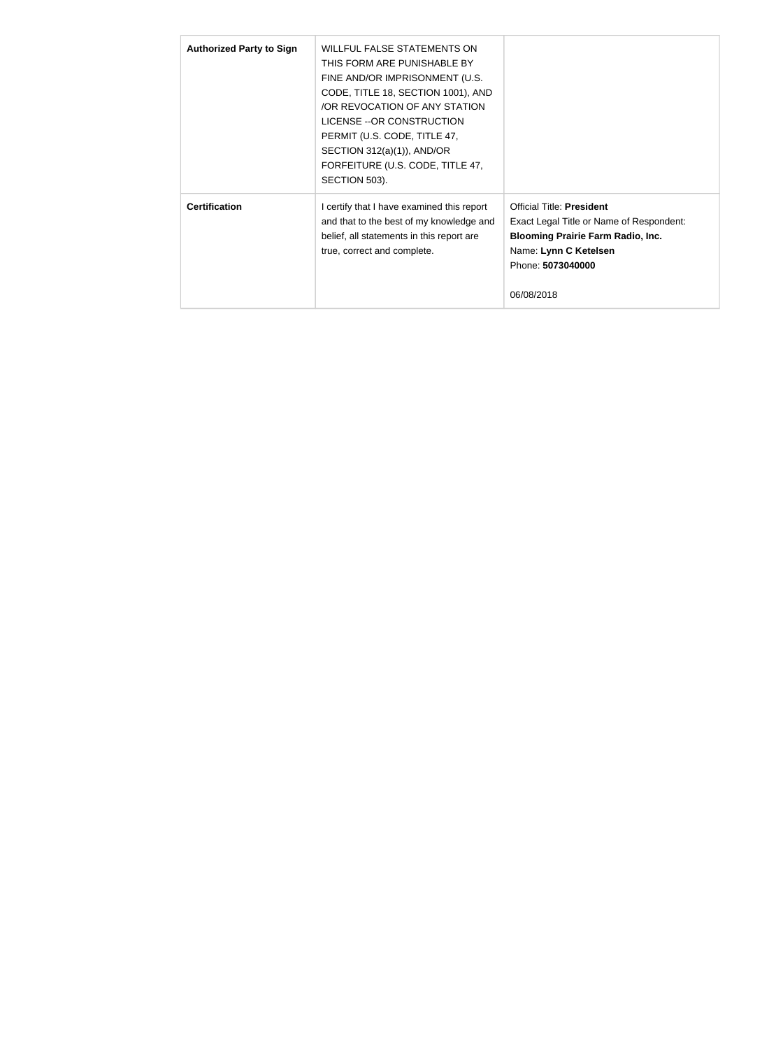| | | |
|---|---|---|
| **Authorized Party to Sign** | WILLFUL FALSE STATEMENTS ON THIS FORM ARE PUNISHABLE BY FINE AND/OR IMPRISONMENT (U.S. CODE, TITLE 18, SECTION 1001), AND /OR REVOCATION OF ANY STATION LICENSE --OR CONSTRUCTION PERMIT (U.S. CODE, TITLE 47, SECTION 312(a)(1)), AND/OR FORFEITURE (U.S. CODE, TITLE 47, SECTION 503). | |
| **Certification** | I certify that I have examined this report and that to the best of my knowledge and belief, all statements in this report are true, correct and complete. | Official Title: **President**<br>Exact Legal Title or Name of Respondent: **Blooming Prairie Farm Radio, Inc.**<br>Name: **Lynn C Ketelsen**<br>Phone: **5073040000**<br><br>06/08/2018 |